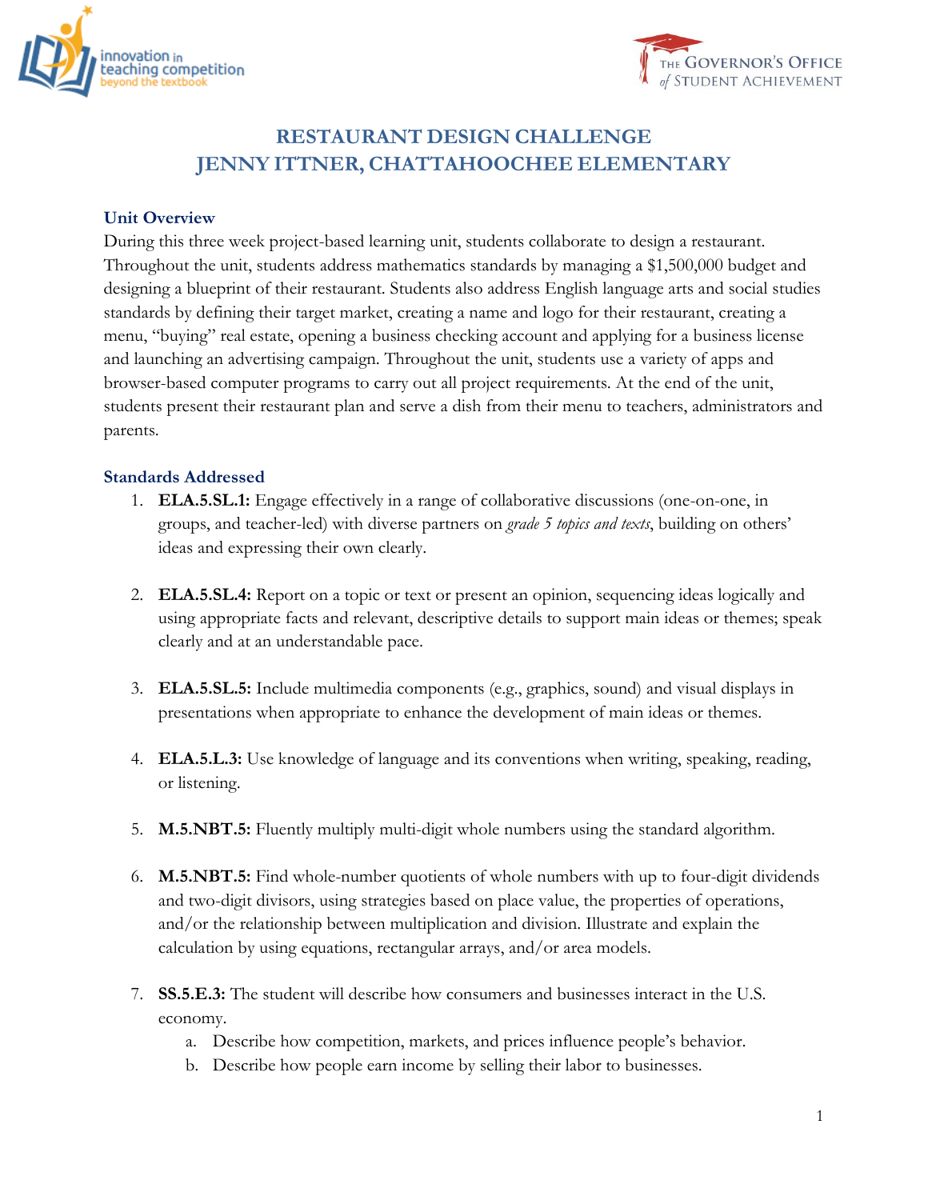# RESTAURANT DESIGN CHALLENGE
# JENNY ITTNER, CHATTAHOOCHEE ELEMENTARY

## Unit Overview

During this three week project-based learning unit, students collaborate to design a restaurant. Throughout the unit, students address mathematics standards by managing a $1,500,000 budget and designing a blueprint of their restaurant. Students also address English language arts and social studies standards by defining their target market, creating a name and logo for their restaurant, creating a menu, "buying" real estate, opening a business checking account and applying for a business license and launching an advertising campaign. Throughout the unit, students use a variety of apps and browser-based computer programs to carry out all project requirements. At the end of the unit, students present their restaurant plan and serve a dish from their menu to teachers, administrators and parents.

## Standards Addressed

1. **ELA.5.SL.1:** Engage effectively in a range of collaborative discussions (one-on-one, in groups, and teacher-led) with diverse partners on *grade 5 topics and texts*, building on others' ideas and expressing their own clearly.

2. **ELA.5.SL.4:** Report on a topic or text or present an opinion, sequencing ideas logically and using appropriate facts and relevant, descriptive details to support main ideas or themes; speak clearly and at an understandable pace.

3. **ELA.5.SL.5:** Include multimedia components (e.g., graphics, sound) and visual displays in presentations when appropriate to enhance the development of main ideas or themes.

4. **ELA.5.L.3:** Use knowledge of language and its conventions when writing, speaking, reading, or listening.

5. **M.5.NBT.5:** Fluently multiply multi-digit whole numbers using the standard algorithm.

6. **M.5.NBT.5:** Find whole-number quotients of whole numbers with up to four-digit dividends and two-digit divisors, using strategies based on place value, the properties of operations, and/or the relationship between multiplication and division. Illustrate and explain the calculation by using equations, rectangular arrays, and/or area models.

7. **SS.5.E.3:** The student will describe how consumers and businesses interact in the U.S. economy.
   a. Describe how competition, markets, and prices influence people's behavior.
   b. Describe how people earn income by selling their labor to businesses.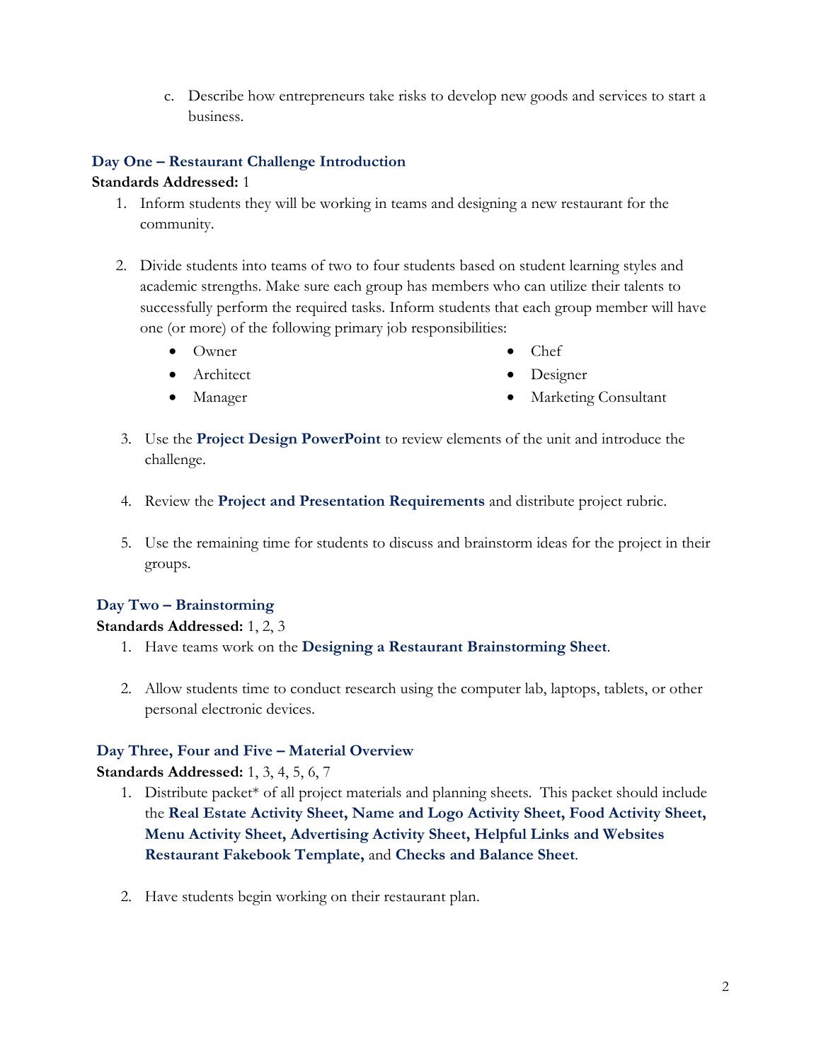c. Describe how entrepreneurs take risks to develop new goods and services to start a business.

### Day One – Restaurant Challenge Introduction

**Standards Addressed:** 1

1. Inform students they will be working in teams and designing a new restaurant for the community.

2. Divide students into teams of two to four students based on student learning styles and academic strengths. Make sure each group has members who can utilize their talents to successfully perform the required tasks. Inform students that each group member will have one (or more) of the following primary job responsibilities:
   - Owner
   - Architect
   - Manager
   - Chef
   - Designer
   - Marketing Consultant

3. Use the **Project Design PowerPoint** to review elements of the unit and introduce the challenge.

4. Review the **Project and Presentation Requirements** and distribute project rubric.

5. Use the remaining time for students to discuss and brainstorm ideas for the project in their groups.

### Day Two – Brainstorming

**Standards Addressed:** 1, 2, 3

1. Have teams work on the **Designing a Restaurant Brainstorming Sheet**.

2. Allow students time to conduct research using the computer lab, laptops, tablets, or other personal electronic devices.

### Day Three, Four and Five – Material Overview

**Standards Addressed:** 1, 3, 4, 5, 6, 7

1. Distribute packet* of all project materials and planning sheets. This packet should include the **Real Estate Activity Sheet, Name and Logo Activity Sheet, Food Activity Sheet, Menu Activity Sheet, Advertising Activity Sheet, Helpful Links and Websites Restaurant Fakebook Template,** and **Checks and Balance Sheet**.

2. Have students begin working on their restaurant plan.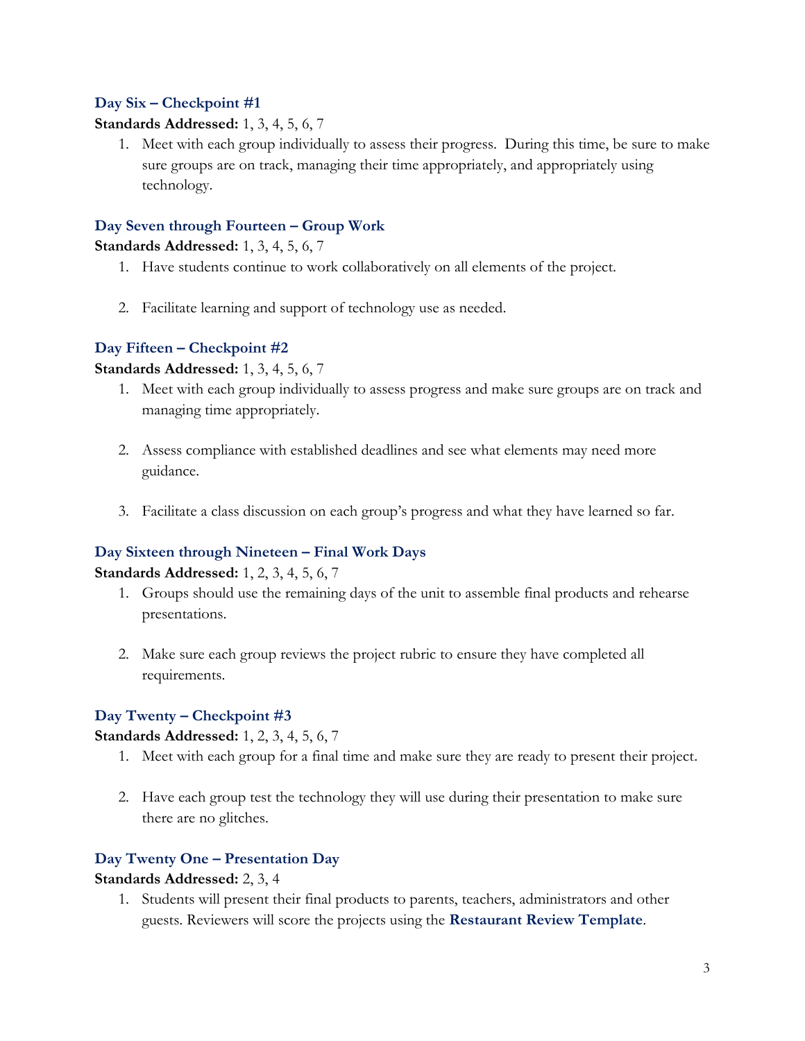### Day Six – Checkpoint #1

**Standards Addressed:** 1, 3, 4, 5, 6, 7

1. Meet with each group individually to assess their progress. During this time, be sure to make sure groups are on track, managing their time appropriately, and appropriately using technology.

### Day Seven through Fourteen – Group Work

**Standards Addressed:** 1, 3, 4, 5, 6, 7

1. Have students continue to work collaboratively on all elements of the project.

2. Facilitate learning and support of technology use as needed.

### Day Fifteen – Checkpoint #2

**Standards Addressed:** 1, 3, 4, 5, 6, 7

1. Meet with each group individually to assess progress and make sure groups are on track and managing time appropriately.

2. Assess compliance with established deadlines and see what elements may need more guidance.

3. Facilitate a class discussion on each group's progress and what they have learned so far.

### Day Sixteen through Nineteen – Final Work Days

**Standards Addressed:** 1, 2, 3, 4, 5, 6, 7

1. Groups should use the remaining days of the unit to assemble final products and rehearse presentations.

2. Make sure each group reviews the project rubric to ensure they have completed all requirements.

### Day Twenty – Checkpoint #3

**Standards Addressed:** 1, 2, 3, 4, 5, 6, 7

1. Meet with each group for a final time and make sure they are ready to present their project.

2. Have each group test the technology they will use during their presentation to make sure there are no glitches.

### Day Twenty One – Presentation Day

**Standards Addressed:** 2, 3, 4

1. Students will present their final products to parents, teachers, administrators and other guests. Reviewers will score the projects using the **Restaurant Review Template**.